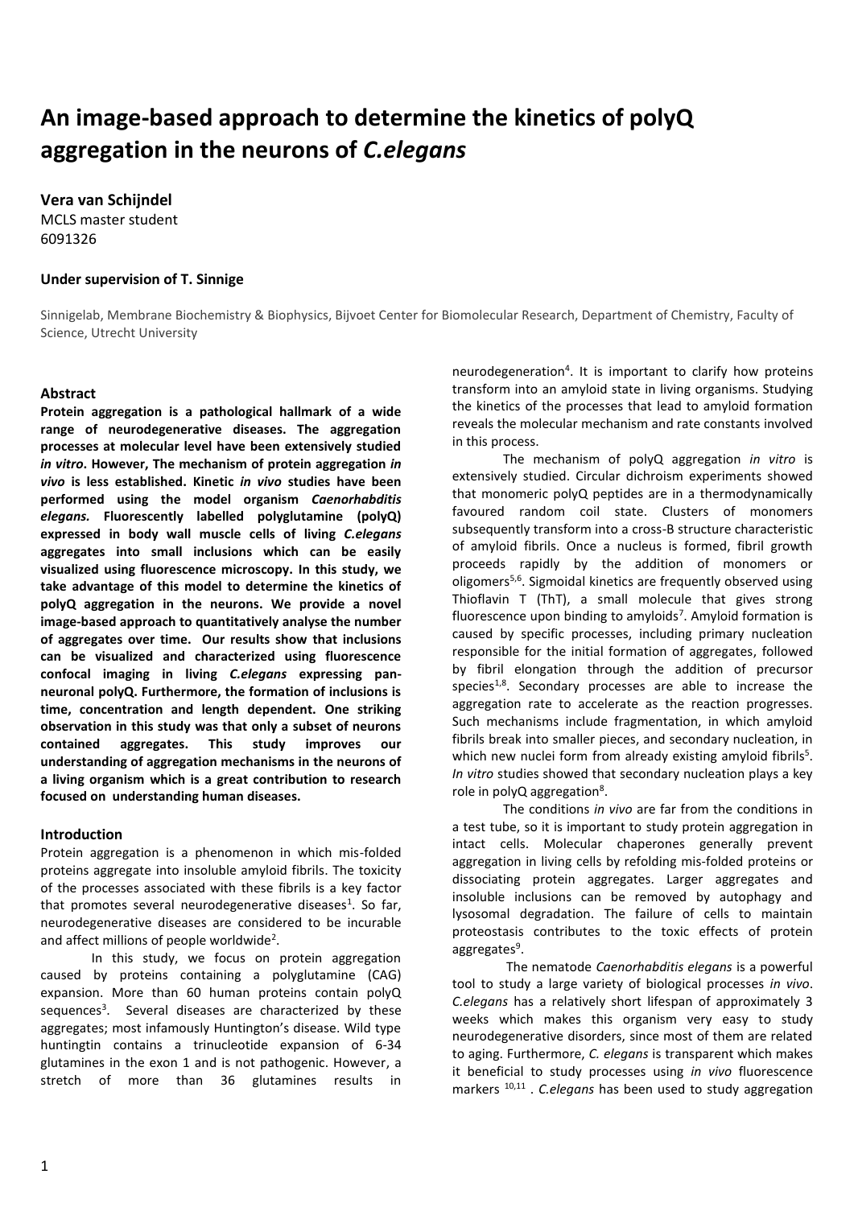# An image-based approach to determine the kinetics of polyQ aggregation in the neurons of *C.elegans*

**Vera van Schijndel**
MCLS master student
6091326

**Under supervision of T. Sinnige**

Sinnigelab, Membrane Biochemistry & Biophysics, Bijvoet Center for Biomolecular Research, Department of Chemistry, Faculty of Science, Utrecht University

## Abstract

**Protein aggregation is a pathological hallmark of a wide range of neurodegenerative diseases. The aggregation processes at molecular level have been extensively studied *in vitro*. However, The mechanism of protein aggregation *in vivo* is less established. Kinetic *in vivo* studies have been performed using the model organism *Caenorhabditis elegans.* Fluorescently labelled polyglutamine (polyQ) expressed in body wall muscle cells of living *C.elegans* aggregates into small inclusions which can be easily visualized using fluorescence microscopy. In this study, we take advantage of this model to determine the kinetics of polyQ aggregation in the neurons. We provide a novel image-based approach to quantitatively analyse the number of aggregates over time. Our results show that inclusions can be visualized and characterized using fluorescence confocal imaging in living *C.elegans* expressing pan-neuronal polyQ. Furthermore, the formation of inclusions is time, concentration and length dependent. One striking observation in this study was that only a subset of neurons contained aggregates. This study improves our understanding of aggregation mechanisms in the neurons of a living organism which is a great contribution to research focused on understanding human diseases.**

## Introduction

Protein aggregation is a phenomenon in which mis-folded proteins aggregate into insoluble amyloid fibrils. The toxicity of the processes associated with these fibrils is a key factor that promotes several neurodegenerative diseases[1]. So far, neurodegenerative diseases are considered to be incurable and affect millions of people worldwide[2].

In this study, we focus on protein aggregation caused by proteins containing a polyglutamine (CAG) expansion. More than 60 human proteins contain polyQ sequences[3]. Several diseases are characterized by these aggregates; most infamously Huntington's disease. Wild type huntingtin contains a trinucleotide expansion of 6-34 glutamines in the exon 1 and is not pathogenic. However, a stretch of more than 36 glutamines results in neurodegeneration[4]. It is important to clarify how proteins transform into an amyloid state in living organisms. Studying the kinetics of the processes that lead to amyloid formation reveals the molecular mechanism and rate constants involved in this process.

The mechanism of polyQ aggregation *in vitro* is extensively studied. Circular dichroism experiments showed that monomeric polyQ peptides are in a thermodynamically favoured random coil state. Clusters of monomers subsequently transform into a cross-B structure characteristic of amyloid fibrils. Once a nucleus is formed, fibril growth proceeds rapidly by the addition of monomers or oligomers[5,6]. Sigmoidal kinetics are frequently observed using Thioflavin T (ThT), a small molecule that gives strong fluorescence upon binding to amyloids[7]. Amyloid formation is caused by specific processes, including primary nucleation responsible for the initial formation of aggregates, followed by fibril elongation through the addition of precursor species[1,8]. Secondary processes are able to increase the aggregation rate to accelerate as the reaction progresses. Such mechanisms include fragmentation, in which amyloid fibrils break into smaller pieces, and secondary nucleation, in which new nuclei form from already existing amyloid fibrils[5]. *In vitro* studies showed that secondary nucleation plays a key role in polyQ aggregation[8].

The conditions *in vivo* are far from the conditions in a test tube, so it is important to study protein aggregation in intact cells. Molecular chaperones generally prevent aggregation in living cells by refolding mis-folded proteins or dissociating protein aggregates. Larger aggregates and insoluble inclusions can be removed by autophagy and lysosomal degradation. The failure of cells to maintain proteostasis contributes to the toxic effects of protein aggregates[9].

The nematode *Caenorhabditis elegans* is a powerful tool to study a large variety of biological processes *in vivo*. *C.elegans* has a relatively short lifespan of approximately 3 weeks which makes this organism very easy to study neurodegenerative disorders, since most of them are related to aging. Furthermore, *C. elegans* is transparent which makes it beneficial to study processes using *in vivo* fluorescence markers [10,11] . *C.elegans* has been used to study aggregation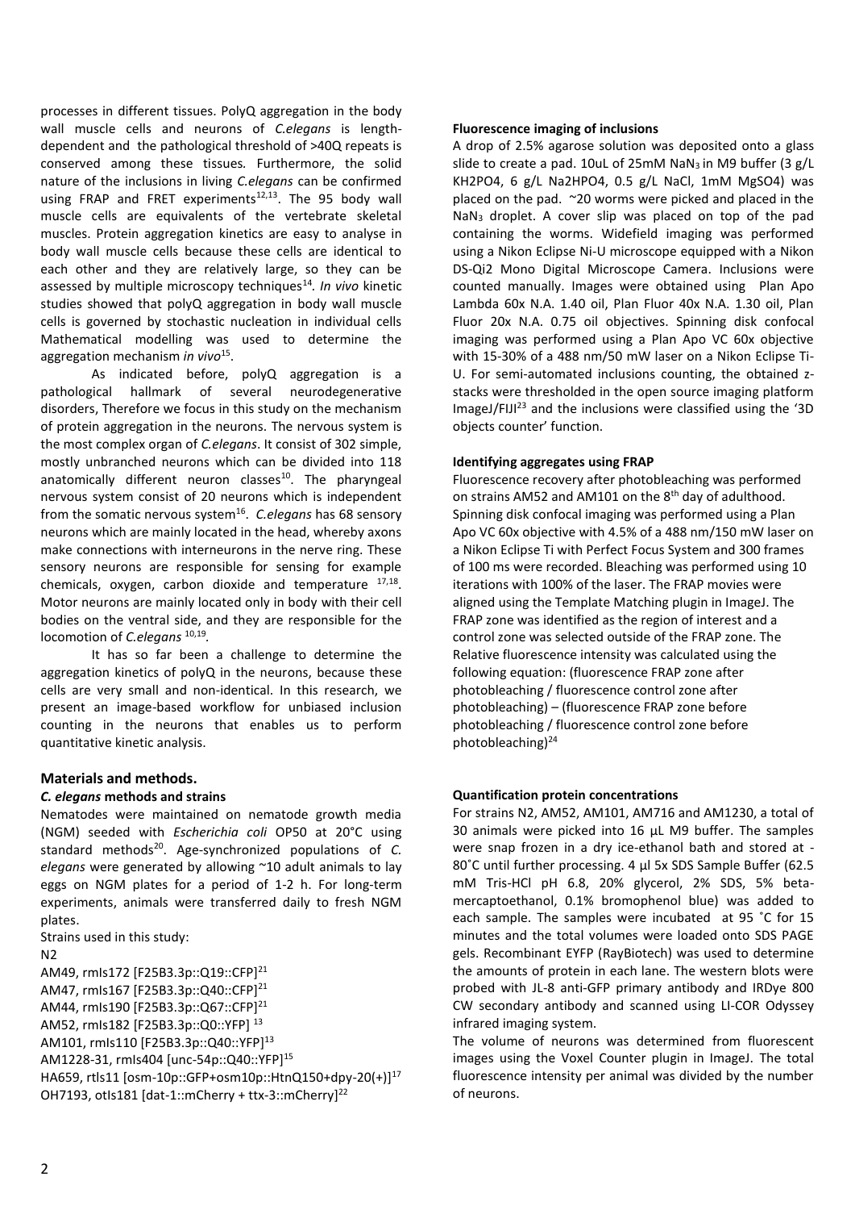processes in different tissues. PolyQ aggregation in the body wall muscle cells and neurons of *C.elegans* is length-dependent and the pathological threshold of >40Q repeats is conserved among these tissues. Furthermore, the solid nature of the inclusions in living *C.elegans* can be confirmed using FRAP and FRET experiments[12,13]. The 95 body wall muscle cells are equivalents of the vertebrate skeletal muscles. Protein aggregation kinetics are easy to analyse in body wall muscle cells because these cells are identical to each other and they are relatively large, so they can be assessed by multiple microscopy techniques[14]. *In vivo* kinetic studies showed that polyQ aggregation in body wall muscle cells is governed by stochastic nucleation in individual cells Mathematical modelling was used to determine the aggregation mechanism *in vivo*[15].

As indicated before, polyQ aggregation is a pathological hallmark of several neurodegenerative disorders, Therefore we focus in this study on the mechanism of protein aggregation in the neurons. The nervous system is the most complex organ of *C.elegans*. It consist of 302 simple, mostly unbranched neurons which can be divided into 118 anatomically different neuron classes[10]. The pharyngeal nervous system consist of 20 neurons which is independent from the somatic nervous system[16]. *C.elegans* has 68 sensory neurons which are mainly located in the head, whereby axons make connections with interneurons in the nerve ring. These sensory neurons are responsible for sensing for example chemicals, oxygen, carbon dioxide and temperature [17,18]. Motor neurons are mainly located only in body with their cell bodies on the ventral side, and they are responsible for the locomotion of *C.elegans* [10,19].

It has so far been a challenge to determine the aggregation kinetics of polyQ in the neurons, because these cells are very small and non-identical. In this research, we present an image-based workflow for unbiased inclusion counting in the neurons that enables us to perform quantitative kinetic analysis.

## Materials and methods.

### *C. elegans* methods and strains

Nematodes were maintained on nematode growth media (NGM) seeded with *Escherichia coli* OP50 at 20°C using standard methods[20]. Age-synchronized populations of *C. elegans* were generated by allowing ~10 adult animals to lay eggs on NGM plates for a period of 1-2 h. For long-term experiments, animals were transferred daily to fresh NGM plates.

Strains used in this study:

N2
AM49, rmIs172 [F25B3.3p::Q19::CFP][21]
AM47, rmIs167 [F25B3.3p::Q40::CFP][21]
AM44, rmIs190 [F25B3.3p::Q67::CFP][21]
AM52, rmIs182 [F25B3.3p::Q0::YFP] [13]
AM101, rmIs110 [F25B3.3p::Q40::YFP][13]
AM1228-31, rmIs404 [unc-54p::Q40::YFP][15]
HA659, rtIs11 [osm-10p::GFP+osm10p::HtnQ150+dpy-20(+)][17]
OH7193, otIs181 [dat-1::mCherry + ttx-3::mCherry][22]

**Fluorescence imaging of inclusions**

A drop of 2.5% agarose solution was deposited onto a glass slide to create a pad. 10uL of 25mM $NaN_3$ in M9 buffer (3 g/L $KH_2PO_4$, 6 g/L $Na_2HPO_4$, 0.5 g/L NaCl, 1mM $MgSO_4$) was placed on the pad. ~20 worms were picked and placed in the $NaN_3$ droplet. A cover slip was placed on top of the pad containing the worms. Widefield imaging was performed using a Nikon Eclipse Ni-U microscope equipped with a Nikon DS-Qi2 Mono Digital Microscope Camera. Inclusions were counted manually. Images were obtained using Plan Apo Lambda 60x N.A. 1.40 oil, Plan Fluor 40x N.A. 1.30 oil, Plan Fluor 20x N.A. 0.75 oil objectives. Spinning disk confocal imaging was performed using a Plan Apo VC 60x objective with 15-30% of a 488 nm/50 mW laser on a Nikon Eclipse Ti-U. For semi-automated inclusions counting, the obtained z-stacks were thresholded in the open source imaging platform ImageJ/FIJI[23] and the inclusions were classified using the '3D objects counter' function.

**Identifying aggregates using FRAP**

Fluorescence recovery after photobleaching was performed on strains AM52 and AM101 on the 8th day of adulthood. Spinning disk confocal imaging was performed using a Plan Apo VC 60x objective with 4.5% of a 488 nm/150 mW laser on a Nikon Eclipse Ti with Perfect Focus System and 300 frames of 100 ms were recorded. Bleaching was performed using 10 iterations with 100% of the laser. The FRAP movies were aligned using the Template Matching plugin in ImageJ. The FRAP zone was identified as the region of interest and a control zone was selected outside of the FRAP zone. The Relative fluorescence intensity was calculated using the following equation: (fluorescence FRAP zone after photobleaching / fluorescence control zone after photobleaching) – (fluorescence FRAP zone before photobleaching / fluorescence control zone before photobleaching)[24]

**Quantification protein concentrations**

For strains N2, AM52, AM101, AM716 and AM1230, a total of 30 animals were picked into 16 µL M9 buffer. The samples were snap frozen in a dry ice-ethanol bath and stored at -80°C until further processing. 4 µl 5x SDS Sample Buffer (62.5 mM Tris-HCl pH 6.8, 20% glycerol, 2% SDS, 5% beta-mercaptoethanol, 0.1% bromophenol blue) was added to each sample. The samples were incubated at 95 °C for 15 minutes and the total volumes were loaded onto SDS PAGE gels. Recombinant EYFP (RayBiotech) was used to determine the amounts of protein in each lane. The western blots were probed with JL-8 anti-GFP primary antibody and IRDye 800 CW secondary antibody and scanned using LI-COR Odyssey infrared imaging system.

The volume of neurons was determined from fluorescent images using the Voxel Counter plugin in ImageJ. The total fluorescence intensity per animal was divided by the number of neurons.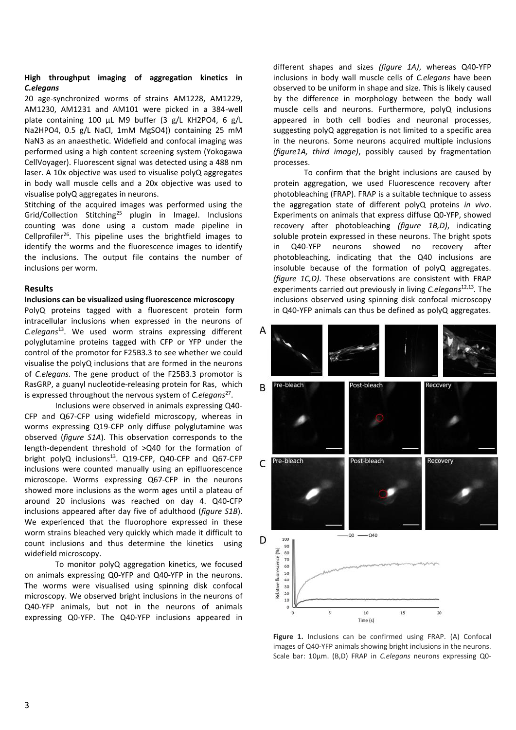**High throughput imaging of aggregation kinetics in *C.elegans***

20 age-synchronized worms of strains AM1228, AM1229, AM1230, AM1231 and AM101 were picked in a 384-well plate containing 100 µL M9 buffer (3 g/L $KH_2PO_4$, 6 g/L $Na_2HPO_4$, 0.5 g/L NaCl, 1mM $MgSO_4$)) containing 25 mM $NaN_3$ as an anaesthetic. Widefield and confocal imaging was performed using a high content screening system (Yokogawa CellVoyager). Fluorescent signal was detected using a 488 nm laser. A 10x objective was used to visualise polyQ aggregates in body wall muscle cells and a 20x objective was used to visualise polyQ aggregates in neurons.

Stitching of the acquired images was performed using the Grid/Collection Stitching[25] plugin in ImageJ. Inclusions counting was done using a custom made pipeline in Cellprofiler[26]. This pipeline uses the brightfield images to identify the worms and the fluorescence images to identify the inclusions. The output file contains the number of inclusions per worm.

## Results

**Inclusions can be visualized using fluorescence microscopy**

PolyQ proteins tagged with a fluorescent protein form intracellular inclusions when expressed in the neurons of *C.elegans*[13]. We used worm strains expressing different polyglutamine proteins tagged with CFP or YFP under the control of the promotor for F25B3.3 to see whether we could visualise the polyQ inclusions that are formed in the neurons of *C.elegans.* The gene product of the F25B3.3 promotor is RasGRP, a guanyl nucleotide-releasing protein for Ras, which is expressed throughout the nervous system of *C.elegans*[27].

Inclusions were observed in animals expressing Q40-CFP and Q67-CFP using widefield microscopy, whereas in worms expressing Q19-CFP only diffuse polyglutamine was observed (*figure S1A*). This observation corresponds to the length-dependent threshold of >Q40 for the formation of bright polyQ inclusions[13]. Q19-CFP, Q40-CFP and Q67-CFP inclusions were counted manually using an epifluorescence microscope. Worms expressing Q67-CFP in the neurons showed more inclusions as the worm ages until a plateau of around 20 inclusions was reached on day 4. Q40-CFP inclusions appeared after day five of adulthood (*figure S1B*). We experienced that the fluorophore expressed in these worm strains bleached very quickly which made it difficult to count inclusions and thus determine the kinetics using widefield microscopy.

To monitor polyQ aggregation kinetics, we focused on animals expressing Q0-YFP and Q40-YFP in the neurons. The worms were visualised using spinning disk confocal microscopy. We observed bright inclusions in the neurons of Q40-YFP animals, but not in the neurons of animals expressing Q0-YFP. The Q40-YFP inclusions appeared in different shapes and sizes *(figure 1A)*, whereas Q40-YFP inclusions in body wall muscle cells of *C.elegans* have been observed to be uniform in shape and size. This is likely caused by the difference in morphology between the body wall muscle cells and neurons. Furthermore, polyQ inclusions appeared in both cell bodies and neuronal processes, suggesting polyQ aggregation is not limited to a specific area in the neurons. Some neurons acquired multiple inclusions *(figure1A, third image)*, possibly caused by fragmentation processes.

To confirm that the bright inclusions are caused by protein aggregation, we used Fluorescence recovery after photobleaching (FRAP). FRAP is a suitable technique to assess the aggregation state of different polyQ proteins *in vivo*. Experiments on animals that express diffuse Q0-YFP, showed recovery after photobleaching *(figure 1B,D)*, indicating soluble protein expressed in these neurons. The bright spots in Q40-YFP neurons showed no recovery after photobleaching, indicating that the Q40 inclusions are insoluble because of the formation of polyQ aggregates. *(figure 1C,D)*. These observations are consistent with FRAP experiments carried out previously in living *C.elegans*[12,13]. The inclusions observed using spinning disk confocal microscopy in Q40-YFP animals can thus be defined as polyQ aggregates.

**Figure 1.** Inclusions can be confirmed using FRAP. (A) Confocal images of Q40-YFP animals showing bright inclusions in the neurons. Scale bar: 10µm. (B,D) FRAP in *C.elegans* neurons expressing Q0-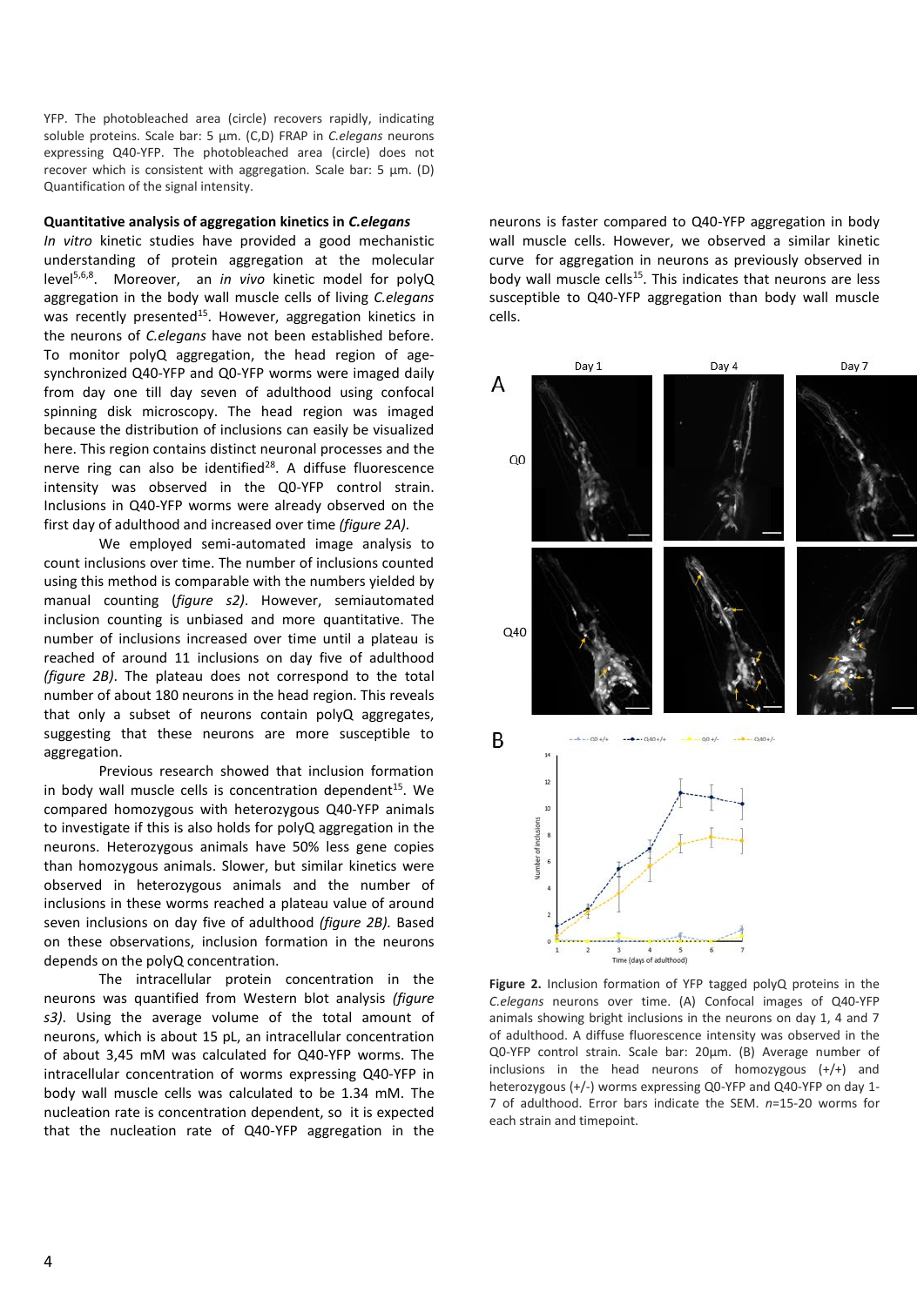YFP. The photobleached area (circle) recovers rapidly, indicating soluble proteins. Scale bar: 5 µm. (C,D) FRAP in *C.elegans* neurons expressing Q40-YFP. The photobleached area (circle) does not recover which is consistent with aggregation. Scale bar: 5 µm. (D) Quantification of the signal intensity.

**Quantitative analysis of aggregation kinetics in *C.elegans***

*In vitro* kinetic studies have provided a good mechanistic understanding of protein aggregation at the molecular level[5,6,8]. Moreover, an *in vivo* kinetic model for polyQ aggregation in the body wall muscle cells of living *C.elegans* was recently presented[15]. However, aggregation kinetics in the neurons of *C.elegans* have not been established before. To monitor polyQ aggregation, the head region of age-synchronized Q40-YFP and Q0-YFP worms were imaged daily from day one till day seven of adulthood using confocal spinning disk microscopy. The head region was imaged because the distribution of inclusions can easily be visualized here. This region contains distinct neuronal processes and the nerve ring can also be identified[28]. A diffuse fluorescence intensity was observed in the Q0-YFP control strain. Inclusions in Q40-YFP worms were already observed on the first day of adulthood and increased over time *(figure 2A).*

We employed semi-automated image analysis to count inclusions over time. The number of inclusions counted using this method is comparable with the numbers yielded by manual counting (*figure s2*). However, semiautomated inclusion counting is unbiased and more quantitative. The number of inclusions increased over time until a plateau is reached of around 11 inclusions on day five of adulthood *(figure 2B)*. The plateau does not correspond to the total number of about 180 neurons in the head region. This reveals that only a subset of neurons contain polyQ aggregates, suggesting that these neurons are more susceptible to aggregation.

Previous research showed that inclusion formation in body wall muscle cells is concentration dependent[15]. We compared homozygous with heterozygous Q40-YFP animals to investigate if this is also holds for polyQ aggregation in the neurons. Heterozygous animals have 50% less gene copies than homozygous animals. Slower, but similar kinetics were observed in heterozygous animals and the number of inclusions in these worms reached a plateau value of around seven inclusions on day five of adulthood *(figure 2B).* Based on these observations, inclusion formation in the neurons depends on the polyQ concentration.

The intracellular protein concentration in the neurons was quantified from Western blot analysis *(figure s3)*. Using the average volume of the total amount of neurons, which is about 15 pL, an intracellular concentration of about 3,45 mM was calculated for Q40-YFP worms. The intracellular concentration of worms expressing Q40-YFP in body wall muscle cells was calculated to be 1.34 mM. The nucleation rate is concentration dependent, so it is expected that the nucleation rate of Q40-YFP aggregation in the neurons is faster compared to Q40-YFP aggregation in body wall muscle cells. However, we observed a similar kinetic curve for aggregation in neurons as previously observed in body wall muscle cells[15]. This indicates that neurons are less susceptible to Q40-YFP aggregation than body wall muscle cells.

**Figure 2.** Inclusion formation of YFP tagged polyQ proteins in the *C.elegans* neurons over time. (A) Confocal images of Q40-YFP animals showing bright inclusions in the neurons on day 1, 4 and 7 of adulthood. A diffuse fluorescence intensity was observed in the Q0-YFP control strain. Scale bar: 20µm. (B) Average number of inclusions in the head neurons of homozygous (+/+) and heterozygous (+/-) worms expressing Q0-YFP and Q40-YFP on day 1-7 of adulthood. Error bars indicate the SEM. *n*=15-20 worms for each strain and timepoint.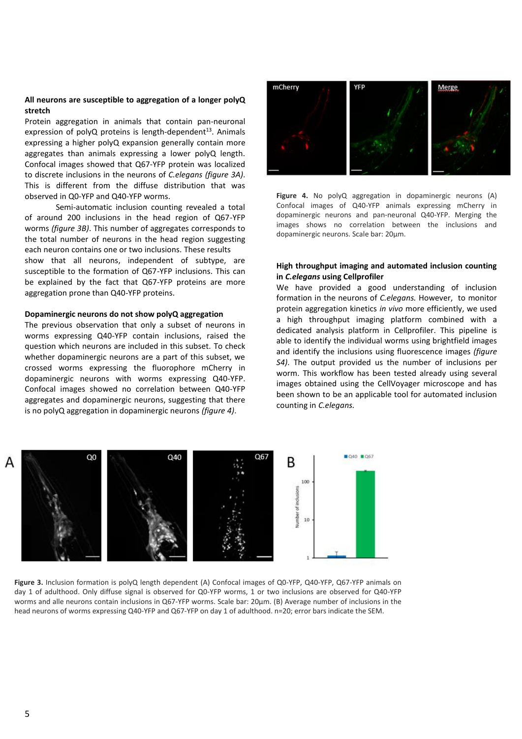**All neurons are susceptible to aggregation of a longer polyQ stretch**

Protein aggregation in animals that contain pan-neuronal expression of polyQ proteins is length-dependent[13]. Animals expressing a higher polyQ expansion generally contain more aggregates than animals expressing a lower polyQ length. Confocal images showed that Q67-YFP protein was localized to discrete inclusions in the neurons of *C.elegans (figure 3A).* This is different from the diffuse distribution that was observed in Q0-YFP and Q40-YFP worms.

Semi-automatic inclusion counting revealed a total of around 200 inclusions in the head region of Q67-YFP worms *(figure 3B)*. This number of aggregates corresponds to the total number of neurons in the head region suggesting each neuron contains one or two inclusions. These results show that all neurons, independent of subtype, are susceptible to the formation of Q67-YFP inclusions. This can be explained by the fact that Q67-YFP proteins are more aggregation prone than Q40-YFP proteins.

**Dopaminergic neurons do not show polyQ aggregation**

The previous observation that only a subset of neurons in worms expressing Q40-YFP contain inclusions, raised the question which neurons are included in this subset. To check whether dopaminergic neurons are a part of this subset, we crossed worms expressing the fluorophore mCherry in dopaminergic neurons with worms expressing Q40-YFP. Confocal images showed no correlation between Q40-YFP aggregates and dopaminergic neurons, suggesting that there is no polyQ aggregation in dopaminergic neurons *(figure 4)*.

**Figure 4.** No polyQ aggregation in dopaminergic neurons (A) Confocal images of Q40-YFP animals expressing mCherry in dopaminergic neurons and pan-neuronal Q40-YFP. Merging the images shows no correlation between the inclusions and dopaminergic neurons. Scale bar: 20µm.

**High throughput imaging and automated inclusion counting in *C.elegans* using Cellprofiler**

We have provided a good understanding of inclusion formation in the neurons of *C.elegans.* However, to monitor protein aggregation kinetics *in vivo* more efficiently, we used a high throughput imaging platform combined with a dedicated analysis platform in Cellprofiler. This pipeline is able to identify the individual worms using brightfield images and identify the inclusions using fluorescence images *(figure S4)*. The output provided us the number of inclusions per worm. This workflow has been tested already using several images obtained using the CellVoyager microscope and has been shown to be an applicable tool for automated inclusion counting in *C.elegans.*

**Figure 3.** Inclusion formation is polyQ length dependent (A) Confocal images of Q0-YFP, Q40-YFP, Q67-YFP animals on day 1 of adulthood. Only diffuse signal is observed for Q0-YFP worms, 1 or two inclusions are observed for Q40-YFP worms and alle neurons contain inclusions in Q67-YFP worms. Scale bar: 20µm. (B) Average number of inclusions in the head neurons of worms expressing Q40-YFP and Q67-YFP on day 1 of adulthood. n=20; error bars indicate the SEM.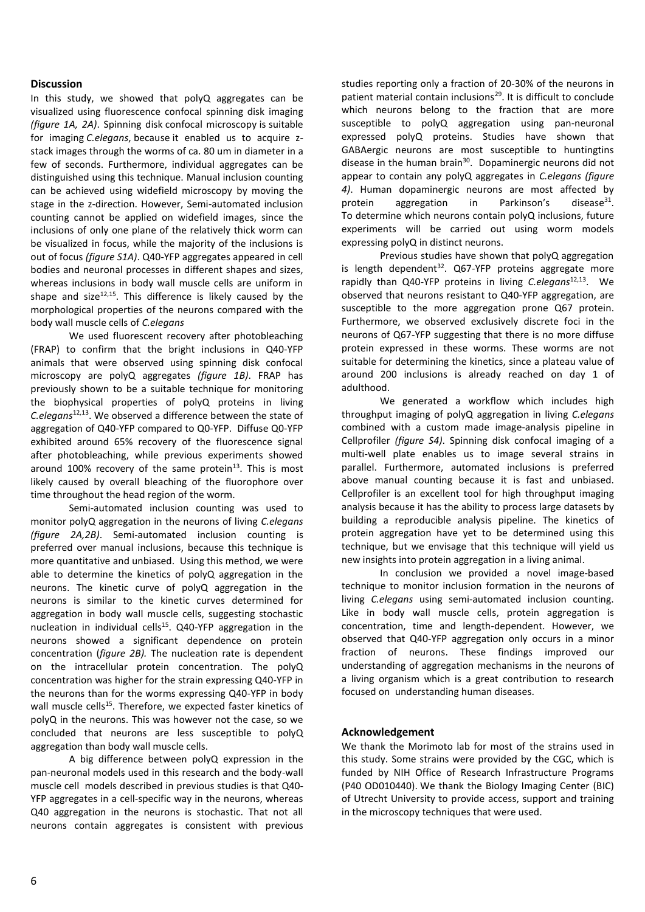## Discussion

In this study, we showed that polyQ aggregates can be visualized using fluorescence confocal spinning disk imaging *(figure 1A, 2A)*. Spinning disk confocal microscopy is suitable for imaging *C.elegans*, because it enabled us to acquire z-stack images through the worms of ca. 80 um in diameter in a few of seconds. Furthermore, individual aggregates can be distinguished using this technique. Manual inclusion counting can be achieved using widefield microscopy by moving the stage in the z-direction. However, Semi-automated inclusion counting cannot be applied on widefield images, since the inclusions of only one plane of the relatively thick worm can be visualized in focus, while the majority of the inclusions is out of focus *(figure S1A)*. Q40-YFP aggregates appeared in cell bodies and neuronal processes in different shapes and sizes, whereas inclusions in body wall muscle cells are uniform in shape and size[12,15]. This difference is likely caused by the morphological properties of the neurons compared with the body wall muscle cells of *C.elegans*

We used fluorescent recovery after photobleaching (FRAP) to confirm that the bright inclusions in Q40-YFP animals that were observed using spinning disk confocal microscopy are polyQ aggregates *(figure 1B)*. FRAP has previously shown to be a suitable technique for monitoring the biophysical properties of polyQ proteins in living *C.elegans*[12,13]. We observed a difference between the state of aggregation of Q40-YFP compared to Q0-YFP. Diffuse Q0-YFP exhibited around 65% recovery of the fluorescence signal after photobleaching, while previous experiments showed around 100% recovery of the same protein[13]. This is most likely caused by overall bleaching of the fluorophore over time throughout the head region of the worm.

Semi-automated inclusion counting was used to monitor polyQ aggregation in the neurons of living *C.elegans (figure 2A,2B)*. Semi-automated inclusion counting is preferred over manual inclusions, because this technique is more quantitative and unbiased. Using this method, we were able to determine the kinetics of polyQ aggregation in the neurons. The kinetic curve of polyQ aggregation in the neurons is similar to the kinetic curves determined for aggregation in body wall muscle cells, suggesting stochastic nucleation in individual cells[15]. Q40-YFP aggregation in the neurons showed a significant dependence on protein concentration (*figure 2B).* The nucleation rate is dependent on the intracellular protein concentration. The polyQ concentration was higher for the strain expressing Q40-YFP in the neurons than for the worms expressing Q40-YFP in body wall muscle cells[15]. Therefore, we expected faster kinetics of polyQ in the neurons. This was however not the case, so we concluded that neurons are less susceptible to polyQ aggregation than body wall muscle cells.

A big difference between polyQ expression in the pan-neuronal models used in this research and the body-wall muscle cell models described in previous studies is that Q40-YFP aggregates in a cell-specific way in the neurons, whereas Q40 aggregation in the neurons is stochastic. That not all neurons contain aggregates is consistent with previous studies reporting only a fraction of 20-30% of the neurons in patient material contain inclusions[29]. It is difficult to conclude which neurons belong to the fraction that are more susceptible to polyQ aggregation using pan-neuronal expressed polyQ proteins. Studies have shown that GABAergic neurons are most susceptible to huntingtins disease in the human brain[30]. Dopaminergic neurons did not appear to contain any polyQ aggregates in *C.elegans (figure 4)*. Human dopaminergic neurons are most affected by protein aggregation in Parkinson's disease[31]. To determine which neurons contain polyQ inclusions, future experiments will be carried out using worm models expressing polyQ in distinct neurons.

Previous studies have shown that polyQ aggregation is length dependent[32]. Q67-YFP proteins aggregate more rapidly than Q40-YFP proteins in living *C.elegans*[12,13]. We observed that neurons resistant to Q40-YFP aggregation, are susceptible to the more aggregation prone Q67 protein. Furthermore, we observed exclusively discrete foci in the neurons of Q67-YFP suggesting that there is no more diffuse protein expressed in these worms. These worms are not suitable for determining the kinetics, since a plateau value of around 200 inclusions is already reached on day 1 of adulthood.

We generated a workflow which includes high throughput imaging of polyQ aggregation in living *C.elegans* combined with a custom made image-analysis pipeline in Cellprofiler *(figure S4)*. Spinning disk confocal imaging of a multi-well plate enables us to image several strains in parallel. Furthermore, automated inclusions is preferred above manual counting because it is fast and unbiased. Cellprofiler is an excellent tool for high throughput imaging analysis because it has the ability to process large datasets by building a reproducible analysis pipeline. The kinetics of protein aggregation have yet to be determined using this technique, but we envisage that this technique will yield us new insights into protein aggregation in a living animal.

In conclusion we provided a novel image-based technique to monitor inclusion formation in the neurons of living *C.elegans* using semi-automated inclusion counting. Like in body wall muscle cells, protein aggregation is concentration, time and length-dependent. However, we observed that Q40-YFP aggregation only occurs in a minor fraction of neurons. These findings improved our understanding of aggregation mechanisms in the neurons of a living organism which is a great contribution to research focused on understanding human diseases.

## Acknowledgement

We thank the Morimoto lab for most of the strains used in this study. Some strains were provided by the CGC, which is funded by NIH Office of Research Infrastructure Programs (P40 OD010440). We thank the Biology Imaging Center (BIC) of Utrecht University to provide access, support and training in the microscopy techniques that were used.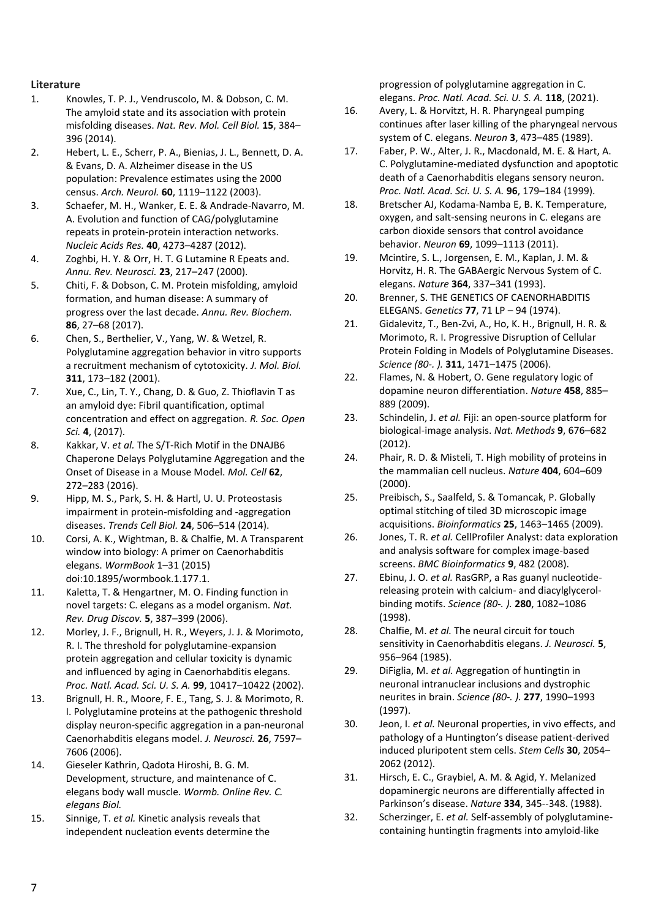**Literature**

1. Knowles, T. P. J., Vendruscolo, M. & Dobson, C. M. The amyloid state and its association with protein misfolding diseases. *Nat. Rev. Mol. Cell Biol.* **15**, 384–396 (2014).
2. Hebert, L. E., Scherr, P. A., Bienias, J. L., Bennett, D. A. & Evans, D. A. Alzheimer disease in the US population: Prevalence estimates using the 2000 census. *Arch. Neurol.* **60**, 1119–1122 (2003).
3. Schaefer, M. H., Wanker, E. E. & Andrade-Navarro, M. A. Evolution and function of CAG/polyglutamine repeats in protein-protein interaction networks. *Nucleic Acids Res.* **40**, 4273–4287 (2012).
4. Zoghbi, H. Y. & Orr, H. T. G Lutamine R Epeats and. *Annu. Rev. Neurosci.* **23**, 217–247 (2000).
5. Chiti, F. & Dobson, C. M. Protein misfolding, amyloid formation, and human disease: A summary of progress over the last decade. *Annu. Rev. Biochem.* **86**, 27–68 (2017).
6. Chen, S., Berthelier, V., Yang, W. & Wetzel, R. Polyglutamine aggregation behavior in vitro supports a recruitment mechanism of cytotoxicity. *J. Mol. Biol.* **311**, 173–182 (2001).
7. Xue, C., Lin, T. Y., Chang, D. & Guo, Z. Thioflavin T as an amyloid dye: Fibril quantification, optimal concentration and effect on aggregation. *R. Soc. Open Sci.* **4**, (2017).
8. Kakkar, V. *et al.* The S/T-Rich Motif in the DNAJB6 Chaperone Delays Polyglutamine Aggregation and the Onset of Disease in a Mouse Model. *Mol. Cell* **62**, 272–283 (2016).
9. Hipp, M. S., Park, S. H. & Hartl, U. U. Proteostasis impairment in protein-misfolding and -aggregation diseases. *Trends Cell Biol.* **24**, 506–514 (2014).
10. Corsi, A. K., Wightman, B. & Chalfie, M. A Transparent window into biology: A primer on Caenorhabditis elegans. *WormBook* 1–31 (2015) doi:10.1895/wormbook.1.177.1.
11. Kaletta, T. & Hengartner, M. O. Finding function in novel targets: C. elegans as a model organism. *Nat. Rev. Drug Discov.* **5**, 387–399 (2006).
12. Morley, J. F., Brignull, H. R., Weyers, J. J. & Morimoto, R. I. The threshold for polyglutamine-expansion protein aggregation and cellular toxicity is dynamic and influenced by aging in Caenorhabditis elegans. *Proc. Natl. Acad. Sci. U. S. A.* **99**, 10417–10422 (2002).
13. Brignull, H. R., Moore, F. E., Tang, S. J. & Morimoto, R. I. Polyglutamine proteins at the pathogenic threshold display neuron-specific aggregation in a pan-neuronal Caenorhabditis elegans model. *J. Neurosci.* **26**, 7597–7606 (2006).
14. Gieseler Kathrin, Qadota Hiroshi, B. G. M. Development, structure, and maintenance of C. elegans body wall muscle. *Wormb. Online Rev. C. elegans Biol.*
15. Sinnige, T. *et al.* Kinetic analysis reveals that independent nucleation events determine the progression of polyglutamine aggregation in C. elegans. *Proc. Natl. Acad. Sci. U. S. A.* **118**, (2021).
16. Avery, L. & Horvitzt, H. R. Pharyngeal pumping continues after laser killing of the pharyngeal nervous system of C. elegans. *Neuron* **3**, 473–485 (1989).
17. Faber, P. W., Alter, J. R., Macdonald, M. E. & Hart, A. C. Polyglutamine-mediated dysfunction and apoptotic death of a Caenorhabditis elegans sensory neuron. *Proc. Natl. Acad. Sci. U. S. A.* **96**, 179–184 (1999).
18. Bretscher AJ, Kodama-Namba E, B. K. Temperature, oxygen, and salt-sensing neurons in C. elegans are carbon dioxide sensors that control avoidance behavior. *Neuron* **69**, 1099–1113 (2011).
19. Mcintire, S. L., Jorgensen, E. M., Kaplan, J. M. & Horvitz, H. R. The GABAergic Nervous System of C. elegans. *Nature* **364**, 337–341 (1993).
20. Brenner, S. THE GENETICS OF CAENORHABDITIS ELEGANS. *Genetics* **77**, 71 LP – 94 (1974).
21. Gidalevitz, T., Ben-Zvi, A., Ho, K. H., Brignull, H. R. & Morimoto, R. I. Progressive Disruption of Cellular Protein Folding in Models of Polyglutamine Diseases. *Science (80-. ).* **311**, 1471–1475 (2006).
22. Flames, N. & Hobert, O. Gene regulatory logic of dopamine neuron differentiation. *Nature* **458**, 885–889 (2009).
23. Schindelin, J. *et al.* Fiji: an open-source platform for biological-image analysis. *Nat. Methods* **9**, 676–682 (2012).
24. Phair, R. D. & Misteli, T. High mobility of proteins in the mammalian cell nucleus. *Nature* **404**, 604–609 (2000).
25. Preibisch, S., Saalfeld, S. & Tomancak, P. Globally optimal stitching of tiled 3D microscopic image acquisitions. *Bioinformatics* **25**, 1463–1465 (2009).
26. Jones, T. R. *et al.* CellProfiler Analyst: data exploration and analysis software for complex image-based screens. *BMC Bioinformatics* **9**, 482 (2008).
27. Ebinu, J. O. *et al.* RasGRP, a Ras guanyl nucleotide-releasing protein with calcium- and diacylglycerol-binding motifs. *Science (80-. ).* **280**, 1082–1086 (1998).
28. Chalfie, M. *et al.* The neural circuit for touch sensitivity in Caenorhabditis elegans. *J. Neurosci.* **5**, 956–964 (1985).
29. DiFiglia, M. *et al.* Aggregation of huntingtin in neuronal intranuclear inclusions and dystrophic neurites in brain. *Science (80-. ).* **277**, 1990–1993 (1997).
30. Jeon, I. *et al.* Neuronal properties, in vivo effects, and pathology of a Huntington's disease patient-derived induced pluripotent stem cells. *Stem Cells* **30**, 2054–2062 (2012).
31. Hirsch, E. C., Graybiel, A. M. & Agid, Y. Melanized dopaminergic neurons are differentially affected in Parkinson's disease. *Nature* **334**, 345--348. (1988).
32. Scherzinger, E. *et al.* Self-assembly of polyglutamine-containing huntingtin fragments into amyloid-like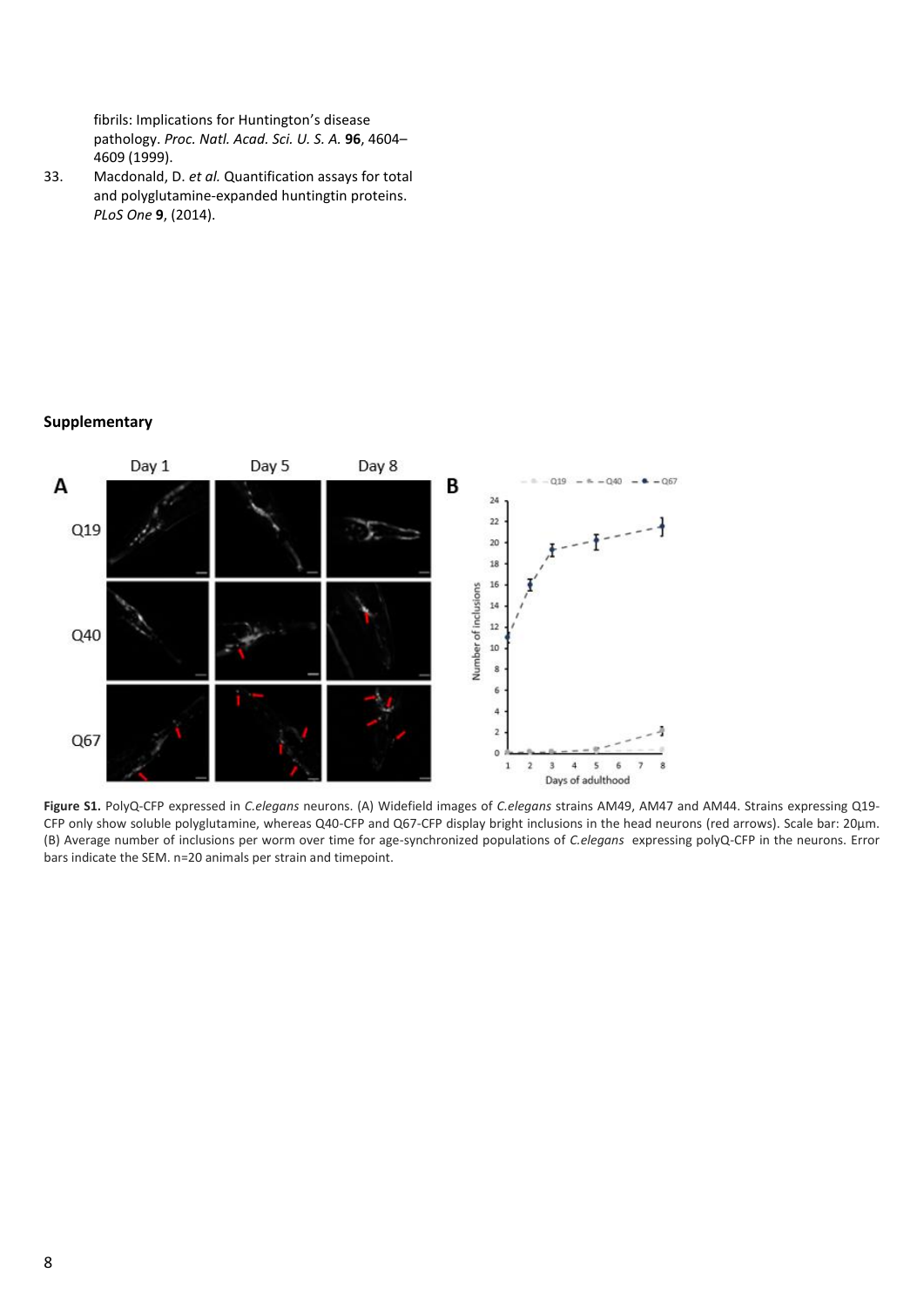fibrils: Implications for Huntington's disease pathology. *Proc. Natl. Acad. Sci. U. S. A.* **96**, 4604–4609 (1999).

33. Macdonald, D. *et al.* Quantification assays for total and polyglutamine-expanded huntingtin proteins. *PLoS One* **9**, (2014).

## Supplementary

**Figure S1.** PolyQ-CFP expressed in *C.elegans* neurons. (A) Widefield images of *C.elegans* strains AM49, AM47 and AM44. Strains expressing Q19-CFP only show soluble polyglutamine, whereas Q40-CFP and Q67-CFP display bright inclusions in the head neurons (red arrows). Scale bar: 20µm. (B) Average number of inclusions per worm over time for age-synchronized populations of *C.elegans* expressing polyQ-CFP in the neurons. Error bars indicate the SEM. n=20 animals per strain and timepoint.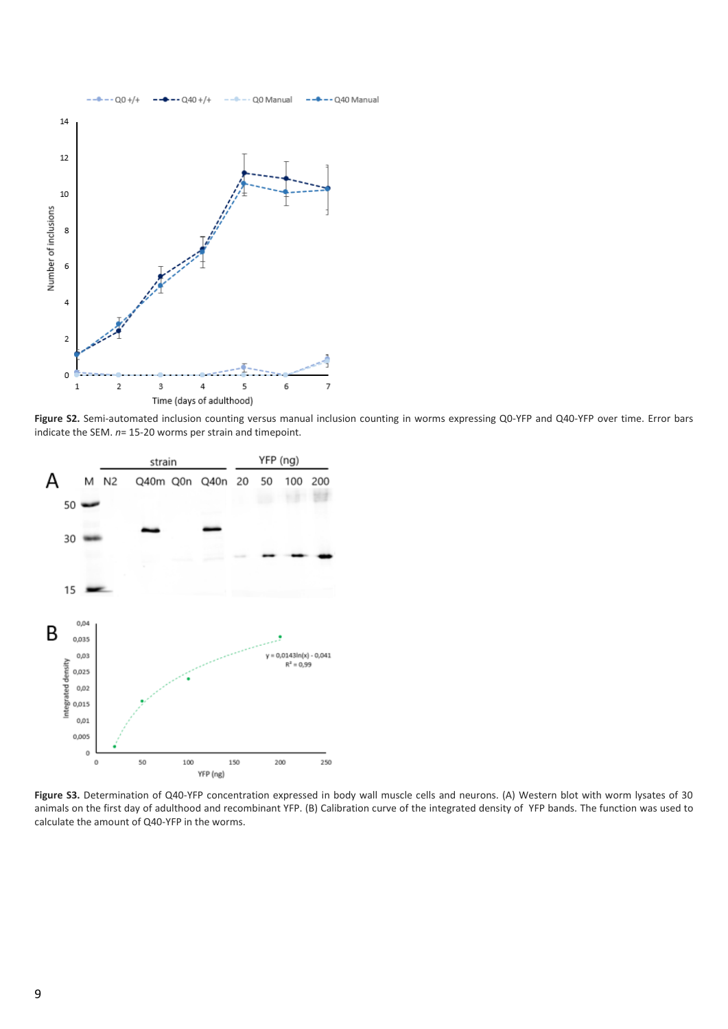**Figure S2.** Semi-automated inclusion counting versus manual inclusion counting in worms expressing Q0-YFP and Q40-YFP over time. Error bars indicate the SEM. *n*= 15-20 worms per strain and timepoint.

**Figure S3.** Determination of Q40-YFP concentration expressed in body wall muscle cells and neurons. (A) Western blot with worm lysates of 30 animals on the first day of adulthood and recombinant YFP. (B) Calibration curve of the integrated density of YFP bands. The function was used to calculate the amount of Q40-YFP in the worms.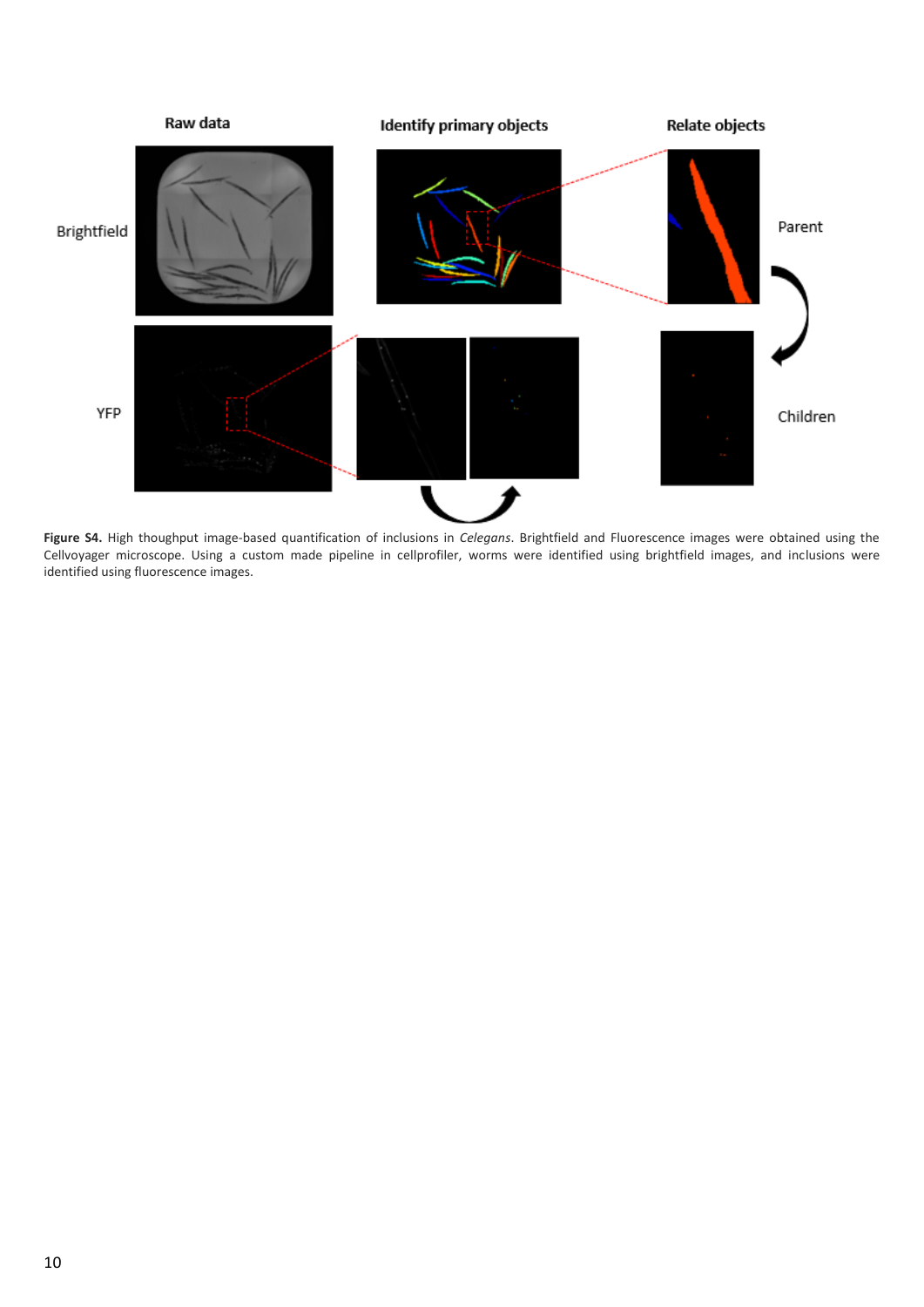**Figure S4.** High thoughput image-based quantification of inclusions in *Celegans*. Brightfield and Fluorescence images were obtained using the Cellvoyager microscope. Using a custom made pipeline in cellprofiler, worms were identified using brightfield images, and inclusions were identified using fluorescence images.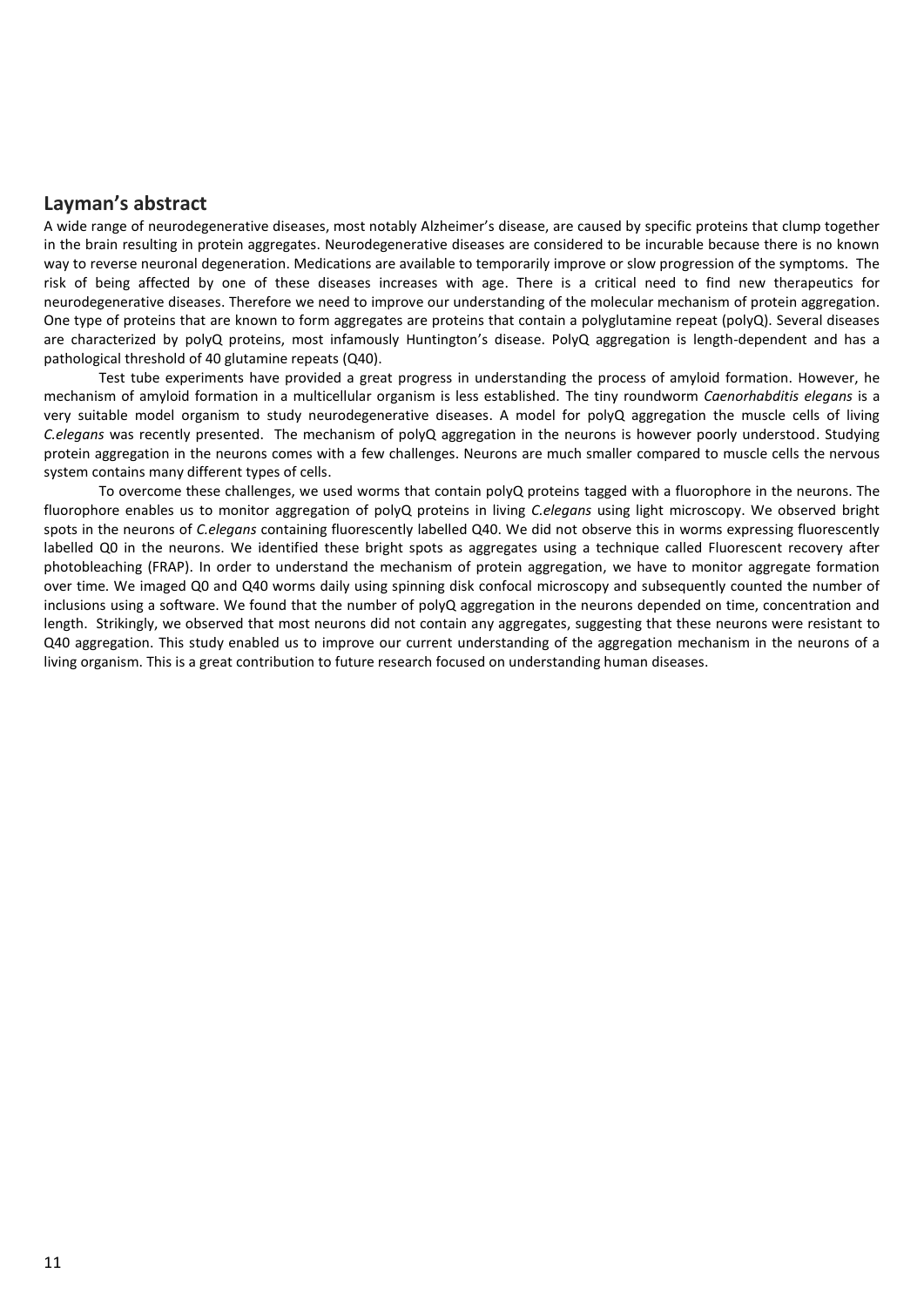## Layman's abstract

A wide range of neurodegenerative diseases, most notably Alzheimer's disease, are caused by specific proteins that clump together in the brain resulting in protein aggregates. Neurodegenerative diseases are considered to be incurable because there is no known way to reverse neuronal degeneration. Medications are available to temporarily improve or slow progression of the symptoms. The risk of being affected by one of these diseases increases with age. There is a critical need to find new therapeutics for neurodegenerative diseases. Therefore we need to improve our understanding of the molecular mechanism of protein aggregation. One type of proteins that are known to form aggregates are proteins that contain a polyglutamine repeat (polyQ). Several diseases are characterized by polyQ proteins, most infamously Huntington's disease. PolyQ aggregation is length-dependent and has a pathological threshold of 40 glutamine repeats (Q40).

Test tube experiments have provided a great progress in understanding the process of amyloid formation. However, he mechanism of amyloid formation in a multicellular organism is less established. The tiny roundworm *Caenorhabditis elegans* is a very suitable model organism to study neurodegenerative diseases. A model for polyQ aggregation the muscle cells of living *C.elegans* was recently presented. The mechanism of polyQ aggregation in the neurons is however poorly understood. Studying protein aggregation in the neurons comes with a few challenges. Neurons are much smaller compared to muscle cells the nervous system contains many different types of cells.

To overcome these challenges, we used worms that contain polyQ proteins tagged with a fluorophore in the neurons. The fluorophore enables us to monitor aggregation of polyQ proteins in living *C.elegans* using light microscopy. We observed bright spots in the neurons of *C.elegans* containing fluorescently labelled Q40. We did not observe this in worms expressing fluorescently labelled Q0 in the neurons. We identified these bright spots as aggregates using a technique called Fluorescent recovery after photobleaching (FRAP). In order to understand the mechanism of protein aggregation, we have to monitor aggregate formation over time. We imaged Q0 and Q40 worms daily using spinning disk confocal microscopy and subsequently counted the number of inclusions using a software. We found that the number of polyQ aggregation in the neurons depended on time, concentration and length. Strikingly, we observed that most neurons did not contain any aggregates, suggesting that these neurons were resistant to Q40 aggregation. This study enabled us to improve our current understanding of the aggregation mechanism in the neurons of a living organism. This is a great contribution to future research focused on understanding human diseases.